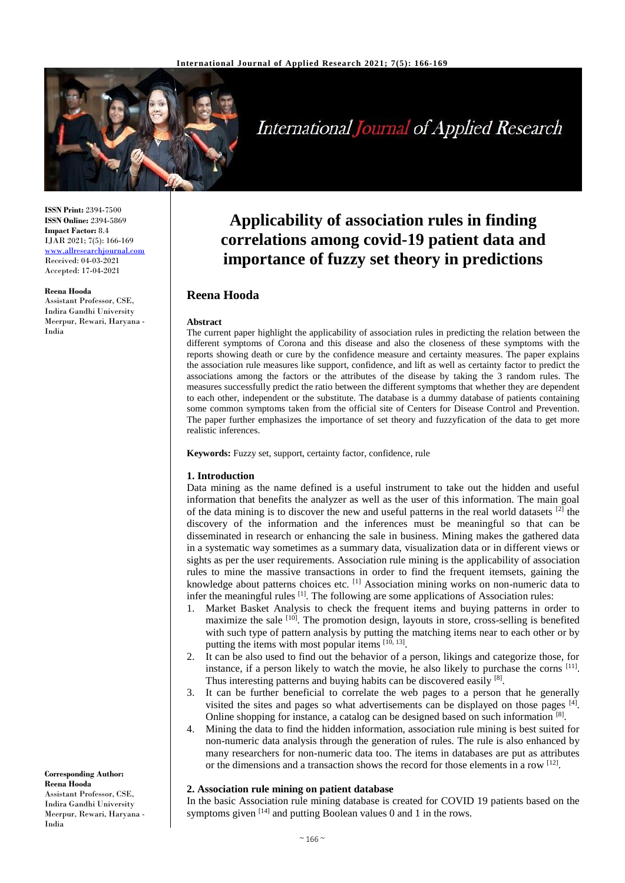**ISSN Print:** 2394-7500
**ISSN Online:** 2394-5869
**Impact Factor:** 8.4
IJAR 2021; 7(5): 166-169
www.allresearchjournal.com
Received: 04-03-2021
Accepted: 17-04-2021

**Reena Hooda**
Assistant Professor, CSE, Indira Gandhi University Meerpur, Rewari, Haryana - India

**Corresponding Author:**
**Reena Hooda**
Assistant Professor, CSE, Indira Gandhi University Meerpur, Rewari, Haryana - India

# Applicability of association rules in finding correlations among covid-19 patient data and importance of fuzzy set theory in predictions

## Reena Hooda

**Abstract**

The current paper highlight the applicability of association rules in predicting the relation between the different symptoms of Corona and this disease and also the closeness of these symptoms with the reports showing death or cure by the confidence measure and certainty measures. The paper explains the association rule measures like support, confidence, and lift as well as certainty factor to predict the associations among the factors or the attributes of the disease by taking the 3 random rules. The measures successfully predict the ratio between the different symptoms that whether they are dependent to each other, independent or the substitute. The database is a dummy database of patients containing some common symptoms taken from the official site of Centers for Disease Control and Prevention. The paper further emphasizes the importance of set theory and fuzzyfication of the data to get more realistic inferences.

**Keywords:** Fuzzy set, support, certainty factor, confidence, rule

### 1. Introduction

Data mining as the name defined is a useful instrument to take out the hidden and useful information that benefits the analyzer as well as the user of this information. The main goal of the data mining is to discover the new and useful patterns in the real world datasets [2] the discovery of the information and the inferences must be meaningful so that can be disseminated in research or enhancing the sale in business. Mining makes the gathered data in a systematic way sometimes as a summary data, visualization data or in different views or sights as per the user requirements. Association rule mining is the applicability of association rules to mine the massive transactions in order to find the frequent itemsets, gaining the knowledge about patterns choices etc. [1] Association mining works on non-numeric data to infer the meaningful rules [1]. The following are some applications of Association rules:

1. Market Basket Analysis to check the frequent items and buying patterns in order to maximize the sale [10]. The promotion design, layouts in store, cross-selling is benefited with such type of pattern analysis by putting the matching items near to each other or by putting the items with most popular items [10, 13].
2. It can be also used to find out the behavior of a person, likings and categorize those, for instance, if a person likely to watch the movie, he also likely to purchase the corns [11]. Thus interesting patterns and buying habits can be discovered easily [8].
3. It can be further beneficial to correlate the web pages to a person that he generally visited the sites and pages so what advertisements can be displayed on those pages [4]. Online shopping for instance, a catalog can be designed based on such information [8].
4. Mining the data to find the hidden information, association rule mining is best suited for non-numeric data analysis through the generation of rules. The rule is also enhanced by many researchers for non-numeric data too. The items in databases are put as attributes or the dimensions and a transaction shows the record for those elements in a row [12].

### 2. Association rule mining on patient database

In the basic Association rule mining database is created for COVID 19 patients based on the symptoms given [14] and putting Boolean values 0 and 1 in the rows.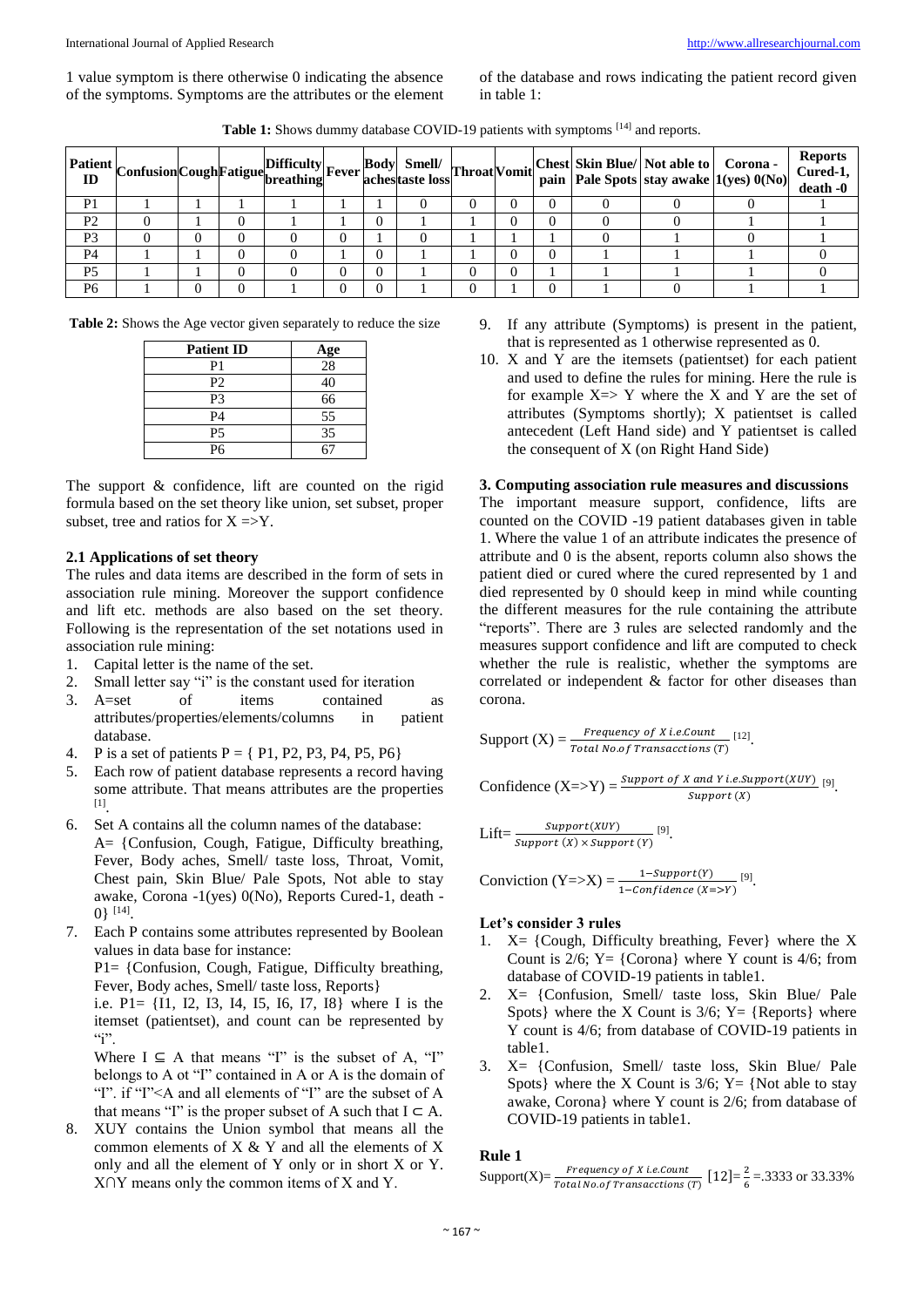1 value symptom is there otherwise 0 indicating the absence of the symptoms. Symptoms are the attributes or the element of the database and rows indicating the patient record given in table 1:

**Table 1:** Shows dummy database COVID-19 patients with symptoms [14] and reports.

| Patient ID | Confusion | Cough | Fatigue | Difficulty breathing | Fever | Body aches | Smell/ taste loss | Throat | Vomit | Chest pain | Skin Blue/ Pale Spots | Not able to stay awake | Corona - 1(yes) 0(No) | Reports Cured-1, death -0 |
|---|---|---|---|---|---|---|---|---|---|---|---|---|---|---|
| P1 | 1 | 1 | 1 | 1 | 1 | 1 | 0 | 0 | 0 | 0 | 0 | 0 | 0 | 1 |
| P2 | 0 | 1 | 0 | 1 | 1 | 0 | 1 | 1 | 0 | 0 | 0 | 0 | 1 | 1 |
| P3 | 0 | 0 | 0 | 0 | 0 | 1 | 0 | 1 | 1 | 1 | 0 | 1 | 0 | 1 |
| P4 | 1 | 1 | 0 | 0 | 1 | 0 | 1 | 1 | 0 | 0 | 1 | 1 | 1 | 0 |
| P5 | 1 | 1 | 0 | 0 | 0 | 0 | 1 | 0 | 0 | 1 | 1 | 1 | 1 | 0 |
| P6 | 1 | 0 | 0 | 1 | 0 | 0 | 1 | 0 | 1 | 0 | 1 | 0 | 1 | 1 |

**Table 2:** Shows the Age vector given separately to reduce the size

| Patient ID | Age |
|---|---|
| P1 | 28 |
| P2 | 40 |
| P3 | 66 |
| P4 | 55 |
| P5 | 35 |
| P6 | 67 |

The support & confidence, lift are counted on the rigid formula based on the set theory like union, set subset, proper subset, tree and ratios for X =>Y.

### 2.1 Applications of set theory

The rules and data items are described in the form of sets in association rule mining. Moreover the support confidence and lift etc. methods are also based on the set theory. Following is the representation of the set notations used in association rule mining:

1. Capital letter is the name of the set.
2. Small letter say "i" is the constant used for iteration
3. A=set of items contained as attributes/properties/elements/columns in patient database.
4. P is a set of patients P = { P1, P2, P3, P4, P5, P6}
5. Each row of patient database represents a record having some attribute. That means attributes are the properties [1].
6. Set A contains all the column names of the database: A= {Confusion, Cough, Fatigue, Difficulty breathing, Fever, Body aches, Smell/ taste loss, Throat, Vomit, Chest pain, Skin Blue/ Pale Spots, Not able to stay awake, Corona -1(yes) 0(No), Reports Cured-1, death -0} [14].
7. Each P contains some attributes represented by Boolean values in data base for instance:
   P1= {Confusion, Cough, Fatigue, Difficulty breathing, Fever, Body aches, Smell/ taste loss, Reports}
   i.e. P1= {I1, I2, I3, I4, I5, I6, I7, I8} where I is the itemset (patientset), and count can be represented by "i".
   Where I ⊆ A that means "I" is the subset of A, "I" belongs to A ot "I" contained in A or A is the domain of "I". if "I"<A and all elements of "I" are the subset of A that means "I" is the proper subset of A such that I ⊂ A.
8. XUY contains the Union symbol that means all the common elements of X & Y and all the elements of X only and all the element of Y only or in short X or Y. X∩Y means only the common items of X and Y.
9. If any attribute (Symptoms) is present in the patient, that is represented as 1 otherwise represented as 0.
10. X and Y are the itemsets (patientset) for each patient and used to define the rules for mining. Here the rule is for example X=> Y where the X and Y are the set of attributes (Symptoms shortly); X patientset is called antecedent (Left Hand side) and Y patientset is called the consequent of X (on Right Hand Side)

### 3. Computing association rule measures and discussions

The important measure support, confidence, lifts are counted on the COVID -19 patient databases given in table 1. Where the value 1 of an attribute indicates the presence of attribute and 0 is the absent, reports column also shows the patient died or cured where the cured represented by 1 and died represented by 0 should keep in mind while counting the different measures for the rule containing the attribute "reports". There are 3 rules are selected randomly and the measures support confidence and lift are computed to check whether the rule is realistic, whether the symptoms are correlated or independent & factor for other diseases than corona.

$$\text{Support (X)} = \frac{\text{Frequency of } X \text{ i.e.Count}}{\text{Total No.of Transacctions } (T)} \text{ [12]}.$$

$$\text{Confidence (X=>Y)} = \frac{\text{Support of } X \text{ and } Y \text{ i.e.Support}(XUY)}{\text{Support } (X)} \text{ [9]}.$$

$$\text{Lift} = \frac{\text{Support}(XUY)}{\text{Support } (X) \times \text{Support } (Y)} \text{ [9]}.$$

$$\text{Conviction (Y=>X)} = \frac{1-\text{Support}(Y)}{1-\text{Confidence } (X=>Y)} \text{ [9]}.$$

### Let's consider 3 rules

1. X= {Cough, Difficulty breathing, Fever} where the X Count is 2/6; Y= {Corona} where Y count is 4/6; from database of COVID-19 patients in table1.
2. X= {Confusion, Smell/ taste loss, Skin Blue/ Pale Spots} where the X Count is 3/6; Y= {Reports} where Y count is 4/6; from database of COVID-19 patients in table1.
3. X= {Confusion, Smell/ taste loss, Skin Blue/ Pale Spots} where the X Count is 3/6; Y= {Not able to stay awake, Corona} where Y count is 2/6; from database of COVID-19 patients in table1.

### Rule 1

$$\text{Support(X)} = \frac{\text{Frequency of } X \text{ i.e.Count}}{\text{Total No.of Transacctions } (T)} \text{ [12]} = \frac{2}{6} = .3333 \text{ or } 33.33\%$$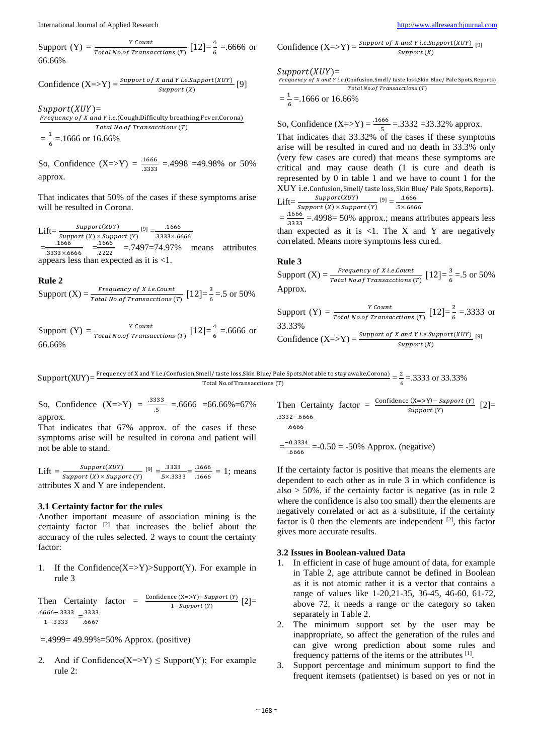$\text{Support (Y)} = \frac{Y\ Count}{Total\ No.of\ Transacctions\ (T)}$ [12]$=\frac{4}{6}$ =.6666 or 66.66%

$\text{Confidence (X=>Y)} = \frac{Support\ of\ X\ and\ Y\ i.e. Support(XUY)}{Support\ (X)}$ [9]

$Support(XUY) = \frac{Frequency\ of\ X\ and\ Y\ i.e.\text{(Cough,Difficulty breathing,Fever,Corona)}}{Total\ No.of\ Transacctions\ (T)}$

$=\frac{1}{6}$ =.1666 or 16.66%

So, Confidence (X=>Y) = $\frac{.1666}{.3333}$ =.4998 =49.98% or 50% approx.

That indicates that 50% of the cases if these symptoms arise will be resulted in Corona.

Lift= $\frac{Support(XUY)}{Support\ (X) \times Support\ (Y)}$ [9] $=\frac{.1666}{.3333 \times .6666}$ $=\frac{.1666}{.3333 \times .6666}$ $=\frac{.1666}{.2222}$ =.7497=74.97% means attributes appears less than expected as it is <1.

**Rule 2**

$\text{Support (X)} = \frac{Frequency\ of\ X\ i.e. Count}{Total\ No.of\ Transacctions\ (T)}$ [12]$=\frac{3}{6}$ =.5 or 50%

$\text{Support (Y)} = \frac{Y\ Count}{Total\ No.of\ Transacctions\ (T)}$ [12]$=\frac{4}{6}$ =.6666 or 66.66%

$\text{Confidence (X=>Y)} = \frac{Support\ of\ X\ and\ Y\ i.e. Support(XUY)}{Support\ (X)}$ [9]

$Support(XUY) = \frac{Frequency\ of\ X\ and\ Y\ i.e.\text{(Confusion,Smell/ taste loss,Skin Blue/ Pale Spots,Reports)}}{Total\ No.of\ Transacctions\ (T)}$

$=\frac{1}{6}$ =.1666 or 16.66%

So, Confidence (X=>Y) = $\frac{.1666}{.5}$ =.3332 =33.32% approx.

That indicates that 33.32% of the cases if these symptoms arise will be resulted in cured and no death in 33.3% only (very few cases are cured) that means these symptoms are critical and may cause death (1 is cure and death is represented by 0 in table 1 and we have to count 1 for the XUY i.e.Confusion, Smell/ taste loss, Skin Blue/ Pale Spots, Reports).

Lift= $\frac{Support(XUY)}{Support\ (X) \times Support\ (Y)}$ [9] $=\frac{.1666}{.5 \times .6666}$

$=\frac{.1666}{.3333}$ =.4998= 50% approx.; means attributes appears less than expected as it is <1. The X and Y are negatively correlated. Means more symptoms less cured.

**Rule 3**

$\text{Support (X)} = \frac{Frequency\ of\ X\ i.e. Count}{Total\ No.of\ Transacctions\ (T)}$ [12]$=\frac{3}{6}$ =.5 or 50% Approx.

$\text{Support (Y)} = \frac{Y\ Count}{Total\ No.of\ Transacctions\ (T)}$ [12]$=\frac{2}{6}$ =.3333 or 33.33%

$\text{Confidence (X=>Y)} = \frac{Support\ of\ X\ and\ Y\ i.e. Support(XUY)}{Support\ (X)}$ [9]

$\text{Support(XUY)} = \frac{\text{Frequency of X and Y i.e.(Confusion,Smell/ taste loss,Skin Blue/ Pale Spots,Not able to stay awake,Corona)}}{\text{Total No.of Transactions (T)}} = \frac{2}{6}$ =.3333 or 33.33%

So, Confidence (X=>Y) = $\frac{.3333}{.5}$ =.6666 =66.66%=67% approx.

That indicates that 67% approx. of the cases if these symptoms arise will be resulted in corona and patient will not be able to stand.

Lift = $\frac{Support(XUY)}{Support\ (X) \times Support\ (Y)}$ [9] $=\frac{.3333}{.5 \times .3333} = \frac{.1666}{.1666}$ = 1; means attributes X and Y are independent.

### 3.1 Certainty factor for the rules

Another important measure of association mining is the certainty factor [2] that increases the belief about the accuracy of the rules selected. 2 ways to count the certainty factor:

1. If the Confidence(X=>Y)>Support(Y). For example in rule 3

Then Certainty factor = $\frac{\text{Confidence (X=>Y)} - Support\ (Y)}{1 - Support\ (Y)}$ [2]= $\frac{.6666 - .3333}{1 - .3333} = \frac{.3333}{.6667}$

=.4999= 49.99%=50% Approx. (positive)

2. And if Confidence(X=>Y) ≤ Support(Y); For example rule 2:

Then Certainty factor = $\frac{\text{Confidence (X=>Y)} - Support\ (Y)}{Support\ (Y)}$ [2]= $\frac{.3332 - .6666}{.6666}$

$=\frac{-0.3334}{.6666}$ =-0.50 = -50% Approx. (negative)

If the certainty factor is positive that means the elements are dependent to each other as in rule 3 in which confidence is also > 50%, if the certainty factor is negative (as in rule 2 where the confidence is also too small) then the elements are negatively correlated or act as a substitute, if the certainty factor is 0 then the elements are independent [2], this factor gives more accurate results.

### 3.2 Issues in Boolean-valued Data

1. In efficient in case of huge amount of data, for example in Table 2, age attribute cannot be defined in Boolean as it is not atomic rather it is a vector that contains a range of values like 1-20,21-35, 36-45, 46-60, 61-72, above 72, it needs a range or the category so taken separately in Table 2.
2. The minimum support set by the user may be inappropriate, so affect the generation of the rules and can give wrong prediction about some rules and frequency patterns of the items or the attributes [1].
3. Support percentage and minimum support to find the frequent itemsets (patientset) is based on yes or not in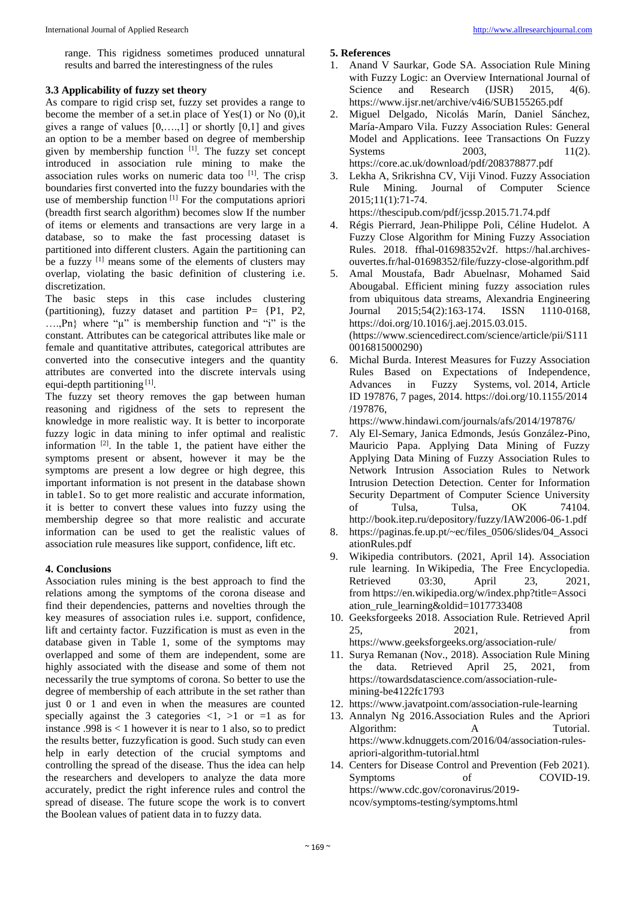range. This rigidness sometimes produced unnatural results and barred the interestingness of the rules

### 3.3 Applicability of fuzzy set theory

As compare to rigid crisp set, fuzzy set provides a range to become the member of a set.in place of Yes(1) or No (0),it gives a range of values [0,….,1] or shortly [0,1] and gives an option to be a member based on degree of membership given by membership function [1]. The fuzzy set concept introduced in association rule mining to make the association rules works on numeric data too [1]. The crisp boundaries first converted into the fuzzy boundaries with the use of membership function [1] For the computations apriori (breadth first search algorithm) becomes slow If the number of items or elements and transactions are very large in a database, so to make the fast processing dataset is partitioned into different clusters. Again the partitioning can be a fuzzy [1] means some of the elements of clusters may overlap, violating the basic definition of clustering i.e. discretization.

The basic steps in this case includes clustering (partitioning), fuzzy dataset and partition P= {P1, P2, ….,Pn} where "µ" is membership function and "i" is the constant. Attributes can be categorical attributes like male or female and quantitative attributes, categorical attributes are converted into the consecutive integers and the quantity attributes are converted into the discrete intervals using equi-depth partitioning [1].

The fuzzy set theory removes the gap between human reasoning and rigidness of the sets to represent the knowledge in more realistic way. It is better to incorporate fuzzy logic in data mining to infer optimal and realistic information [2]. In the table 1, the patient have either the symptoms present or absent, however it may be the symptoms are present a low degree or high degree, this important information is not present in the database shown in table1. So to get more realistic and accurate information, it is better to convert these values into fuzzy using the membership degree so that more realistic and accurate information can be used to get the realistic values of association rule measures like support, confidence, lift etc.

## 4. Conclusions

Association rules mining is the best approach to find the relations among the symptoms of the corona disease and find their dependencies, patterns and novelties through the key measures of association rules i.e. support, confidence, lift and certainty factor. Fuzzification is must as even in the database given in Table 1, some of the symptoms may overlapped and some of them are independent, some are highly associated with the disease and some of them not necessarily the true symptoms of corona. So better to use the degree of membership of each attribute in the set rather than just 0 or 1 and even in when the measures are counted specially against the 3 categories <1, >1 or =1 as for instance .998 is < 1 however it is near to 1 also, so to predict the results better, fuzzyfication is good. Such study can even help in early detection of the crucial symptoms and controlling the spread of the disease. Thus the idea can help the researchers and developers to analyze the data more accurately, predict the right inference rules and control the spread of disease. The future scope the work is to convert the Boolean values of patient data in to fuzzy data.

## 5. References

1. Anand V Saurkar, Gode SA. Association Rule Mining with Fuzzy Logic: an Overview International Journal of Science and Research (IJSR) 2015, 4(6). https://www.ijsr.net/archive/v4i6/SUB155265.pdf
2. Miguel Delgado, Nicolás Marín, Daniel Sánchez, María-Amparo Vila. Fuzzy Association Rules: General Model and Applications. Ieee Transactions On Fuzzy Systems 2003, 11(2). https://core.ac.uk/download/pdf/208378877.pdf
3. Lekha A, Srikrishna CV, Viji Vinod. Fuzzy Association Rule Mining. Journal of Computer Science 2015;11(1):71-74. https://thescipub.com/pdf/jcssp.2015.71.74.pdf
4. Régis Pierrard, Jean-Philippe Poli, Céline Hudelot. A Fuzzy Close Algorithm for Mining Fuzzy Association Rules. 2018. ffhal-01698352v2f. https://hal.archives-ouvertes.fr/hal-01698352/file/fuzzy-close-algorithm.pdf
5. Amal Moustafa, Badr Abuelnasr, Mohamed Said Abougabal. Efficient mining fuzzy association rules from ubiquitous data streams, Alexandria Engineering Journal 2015;54(2):163-174. ISSN 1110-0168, https://doi.org/10.1016/j.aej.2015.03.015. (https://www.sciencedirect.com/science/article/pii/S1110016815000290)
6. Michal Burda. Interest Measures for Fuzzy Association Rules Based on Expectations of Independence, Advances in Fuzzy Systems, vol. 2014, Article ID 197876, 7 pages, 2014. https://doi.org/10.1155/2014/197876, https://www.hindawi.com/journals/afs/2014/197876/
7. Aly El-Semary, Janica Edmonds, Jesús González-Pino, Mauricio Papa. Applying Data Mining of Fuzzy Applying Data Mining of Fuzzy Association Rules to Network Intrusion Association Rules to Network Intrusion Detection Detection. Center for Information Security Department of Computer Science University of Tulsa, Tulsa, OK 74104. http://book.itep.ru/depository/fuzzy/IAW2006-06-1.pdf
8. https://paginas.fe.up.pt/~ec/files_0506/slides/04_AssociationRules.pdf
9. Wikipedia contributors. (2021, April 14). Association rule learning. In Wikipedia, The Free Encyclopedia. Retrieved 03:30, April 23, 2021, from https://en.wikipedia.org/w/index.php?title=Association_rule_learning&oldid=1017733408
10. Geeksforgeeks 2018. Association Rule. Retrieved April 25, 2021, from https://www.geeksforgeeks.org/association-rule/
11. Surya Remanan (Nov., 2018). Association Rule Mining the data. Retrieved April 25, 2021, from https://towardsdatascience.com/association-rule-mining-be4122fc1793
12. https://www.javatpoint.com/association-rule-learning
13. Annalyn Ng 2016.Association Rules and the Apriori Algorithm: A Tutorial. https://www.kdnuggets.com/2016/04/association-rules-apriori-algorithm-tutorial.html
14. Centers for Disease Control and Prevention (Feb 2021). Symptoms of COVID-19. https://www.cdc.gov/coronavirus/2019-ncov/symptoms-testing/symptoms.html